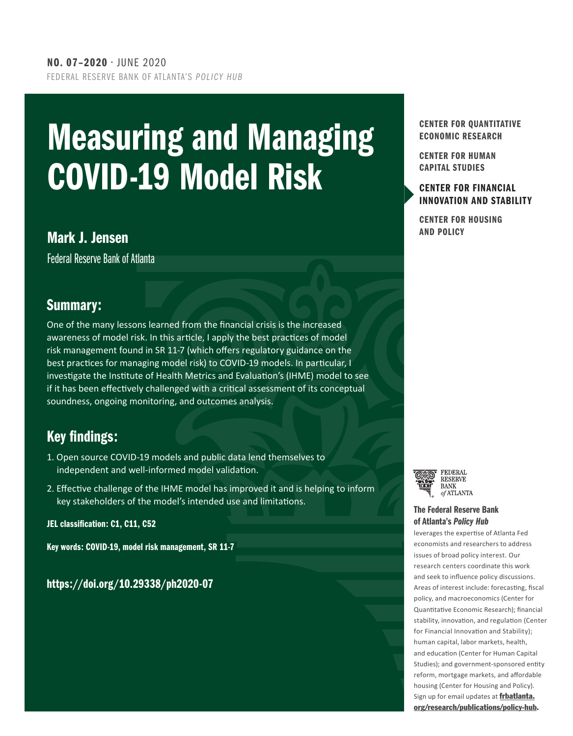**NO. 07–2020** · JUNE 2020
FEDERAL RESERVE BANK OF ATLANTA'S *POLICY HUB*

# Measuring and Managing COVID-19 Model Risk

## Mark J. Jensen

Federal Reserve Bank of Atlanta

## Summary:

One of the many lessons learned from the financial crisis is the increased awareness of model risk. In this article, I apply the best practices of model risk management found in SR 11-7 (which offers regulatory guidance on the best practices for managing model risk) to COVID-19 models. In particular, I investigate the Institute of Health Metrics and Evaluation's (IHME) model to see if it has been effectively challenged with a critical assessment of its conceptual soundness, ongoing monitoring, and outcomes analysis.

## Key findings:

1. Open source COVID-19 models and public data lend themselves to independent and well-informed model validation.
2. Effective challenge of the IHME model has improved it and is helping to inform key stakeholders of the model's intended use and limitations.

**JEL classification: C1, C11, C52**

**Key words: COVID-19, model risk management, SR 11-7**

**https://doi.org/10.29338/ph2020-07**

**CENTER FOR QUANTITATIVE ECONOMIC RESEARCH**

**CENTER FOR HUMAN CAPITAL STUDIES**

**CENTER FOR FINANCIAL INNOVATION AND STABILITY**

**CENTER FOR HOUSING AND POLICY**

FEDERAL RESERVE BANK *of* ATLANTA

**The Federal Reserve Bank of Atlanta's *Policy Hub***
leverages the expertise of Atlanta Fed economists and researchers to address issues of broad policy interest. Our research centers coordinate this work and seek to influence policy discussions. Areas of interest include: forecasting, fiscal policy, and macroeconomics (Center for Quantitative Economic Research); financial stability, innovation, and regulation (Center for Financial Innovation and Stability); human capital, labor markets, health, and education (Center for Human Capital Studies); and government-sponsored entity reform, mortgage markets, and affordable housing (Center for Housing and Policy). Sign up for email updates at **frbatlanta.org/research/publications/policy-hub**.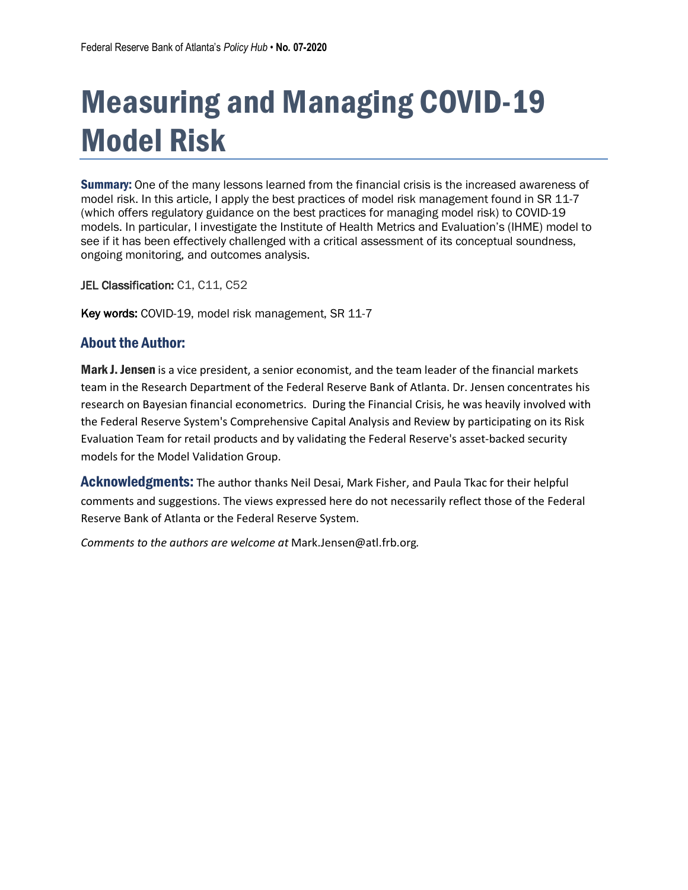# Measuring and Managing COVID-19 Model Risk

**Summary:** One of the many lessons learned from the financial crisis is the increased awareness of model risk. In this article, I apply the best practices of model risk management found in SR 11-7 (which offers regulatory guidance on the best practices for managing model risk) to COVID-19 models. In particular, I investigate the Institute of Health Metrics and Evaluation's (IHME) model to see if it has been effectively challenged with a critical assessment of its conceptual soundness, ongoing monitoring, and outcomes analysis.

**JEL Classification:** C1, C11, C52

**Key words:** COVID-19, model risk management, SR 11-7

## About the Author:

**Mark J. Jensen** is a vice president, a senior economist, and the team leader of the financial markets team in the Research Department of the Federal Reserve Bank of Atlanta. Dr. Jensen concentrates his research on Bayesian financial econometrics. During the Financial Crisis, he was heavily involved with the Federal Reserve System's Comprehensive Capital Analysis and Review by participating on its Risk Evaluation Team for retail products and by validating the Federal Reserve's asset-backed security models for the Model Validation Group.

**Acknowledgments:** The author thanks Neil Desai, Mark Fisher, and Paula Tkac for their helpful comments and suggestions. The views expressed here do not necessarily reflect those of the Federal Reserve Bank of Atlanta or the Federal Reserve System.

*Comments to the authors are welcome at* Mark.Jensen@atl.frb.org*.*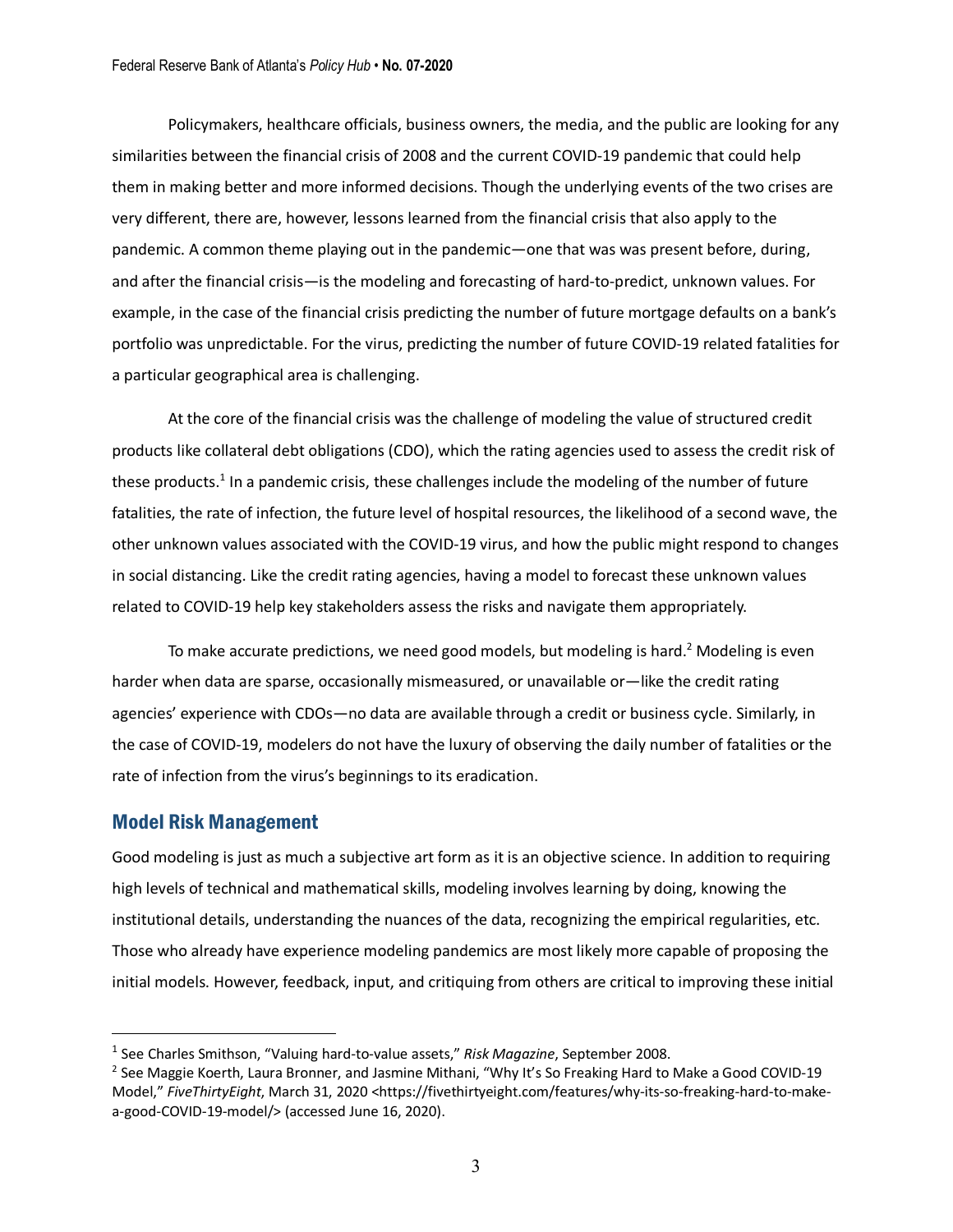Policymakers, healthcare officials, business owners, the media, and the public are looking for any similarities between the financial crisis of 2008 and the current COVID-19 pandemic that could help them in making better and more informed decisions. Though the underlying events of the two crises are very different, there are, however, lessons learned from the financial crisis that also apply to the pandemic. A common theme playing out in the pandemic—one that was was present before, during, and after the financial crisis—is the modeling and forecasting of hard-to-predict, unknown values. For example, in the case of the financial crisis predicting the number of future mortgage defaults on a bank's portfolio was unpredictable. For the virus, predicting the number of future COVID-19 related fatalities for a particular geographical area is challenging.

At the core of the financial crisis was the challenge of modeling the value of structured credit products like collateral debt obligations (CDO), which the rating agencies used to assess the credit risk of these products.[1] In a pandemic crisis, these challenges include the modeling of the number of future fatalities, the rate of infection, the future level of hospital resources, the likelihood of a second wave, the other unknown values associated with the COVID-19 virus, and how the public might respond to changes in social distancing. Like the credit rating agencies, having a model to forecast these unknown values related to COVID-19 help key stakeholders assess the risks and navigate them appropriately.

To make accurate predictions, we need good models, but modeling is hard.[2] Modeling is even harder when data are sparse, occasionally mismeasured, or unavailable or—like the credit rating agencies' experience with CDOs—no data are available through a credit or business cycle. Similarly, in the case of COVID-19, modelers do not have the luxury of observing the daily number of fatalities or the rate of infection from the virus's beginnings to its eradication.

## Model Risk Management

Good modeling is just as much a subjective art form as it is an objective science. In addition to requiring high levels of technical and mathematical skills, modeling involves learning by doing, knowing the institutional details, understanding the nuances of the data, recognizing the empirical regularities, etc. Those who already have experience modeling pandemics are most likely more capable of proposing the initial models. However, feedback, input, and critiquing from others are critical to improving these initial

---

[1] See Charles Smithson, "Valuing hard-to-value assets," *Risk Magazine*, September 2008.

[2] See Maggie Koerth, Laura Bronner, and Jasmine Mithani, "Why It's So Freaking Hard to Make a Good COVID-19 Model," *FiveThirtyEight*, March 31, 2020 <https://fivethirtyeight.com/features/why-its-so-freaking-hard-to-make-a-good-COVID-19-model/> (accessed June 16, 2020).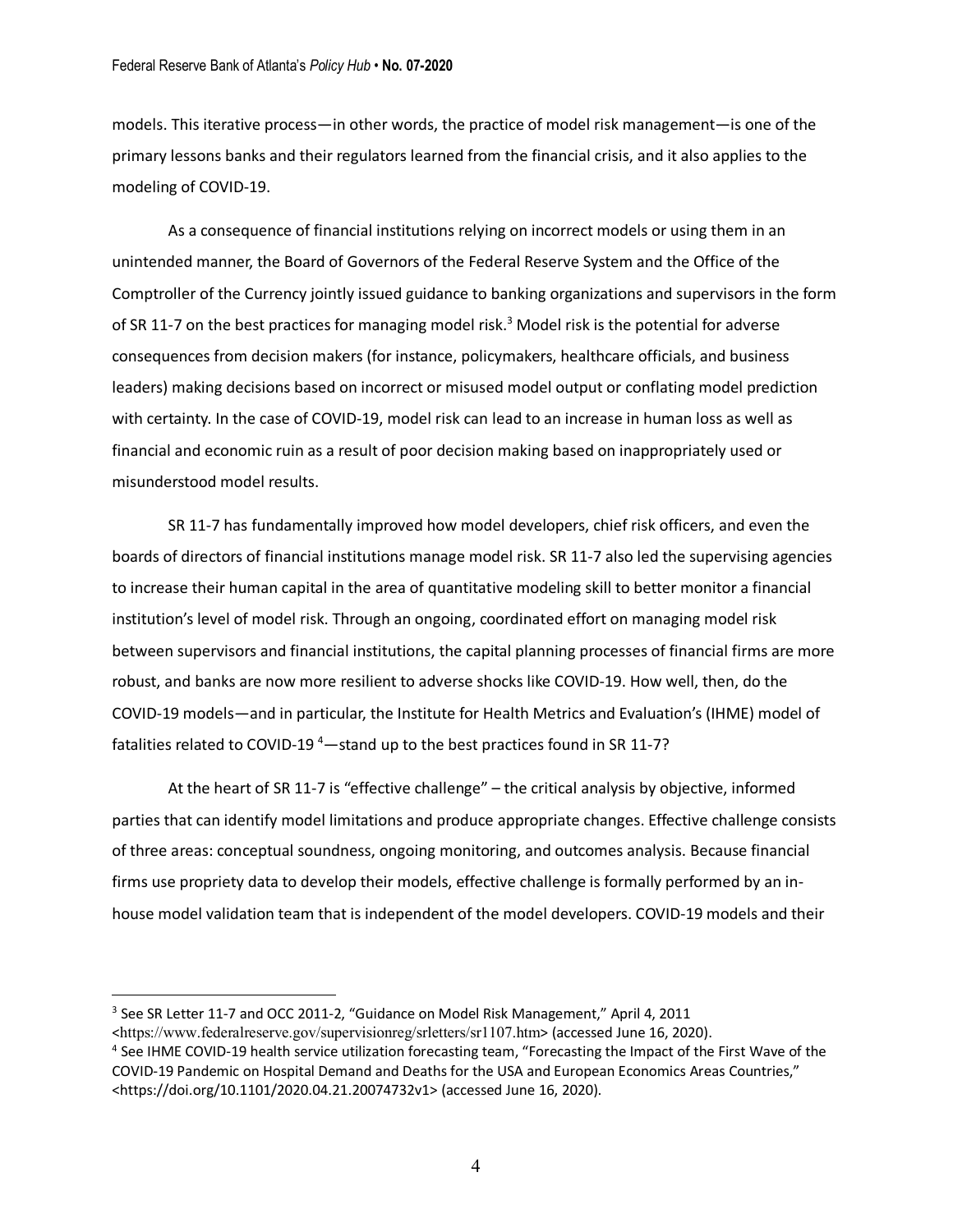models. This iterative process—in other words, the practice of model risk management—is one of the primary lessons banks and their regulators learned from the financial crisis, and it also applies to the modeling of COVID-19.

As a consequence of financial institutions relying on incorrect models or using them in an unintended manner, the Board of Governors of the Federal Reserve System and the Office of the Comptroller of the Currency jointly issued guidance to banking organizations and supervisors in the form of SR 11-7 on the best practices for managing model risk.[3] Model risk is the potential for adverse consequences from decision makers (for instance, policymakers, healthcare officials, and business leaders) making decisions based on incorrect or misused model output or conflating model prediction with certainty. In the case of COVID-19, model risk can lead to an increase in human loss as well as financial and economic ruin as a result of poor decision making based on inappropriately used or misunderstood model results.

SR 11-7 has fundamentally improved how model developers, chief risk officers, and even the boards of directors of financial institutions manage model risk. SR 11-7 also led the supervising agencies to increase their human capital in the area of quantitative modeling skill to better monitor a financial institution's level of model risk. Through an ongoing, coordinated effort on managing model risk between supervisors and financial institutions, the capital planning processes of financial firms are more robust, and banks are now more resilient to adverse shocks like COVID-19. How well, then, do the COVID-19 models—and in particular, the Institute for Health Metrics and Evaluation's (IHME) model of fatalities related to COVID-19 [4]—stand up to the best practices found in SR 11-7?

At the heart of SR 11-7 is "effective challenge" – the critical analysis by objective, informed parties that can identify model limitations and produce appropriate changes. Effective challenge consists of three areas: conceptual soundness, ongoing monitoring, and outcomes analysis. Because financial firms use propriety data to develop their models, effective challenge is formally performed by an in-house model validation team that is independent of the model developers. COVID-19 models and their

---

[3] See SR Letter 11-7 and OCC 2011-2, "Guidance on Model Risk Management," April 4, 2011 <https://www.federalreserve.gov/supervisionreg/srletters/sr1107.htm> (accessed June 16, 2020).

[4] See IHME COVID-19 health service utilization forecasting team, "Forecasting the Impact of the First Wave of the COVID-19 Pandemic on Hospital Demand and Deaths for the USA and European Economics Areas Countries," <https://doi.org/10.1101/2020.04.21.20074732v1> (accessed June 16, 2020).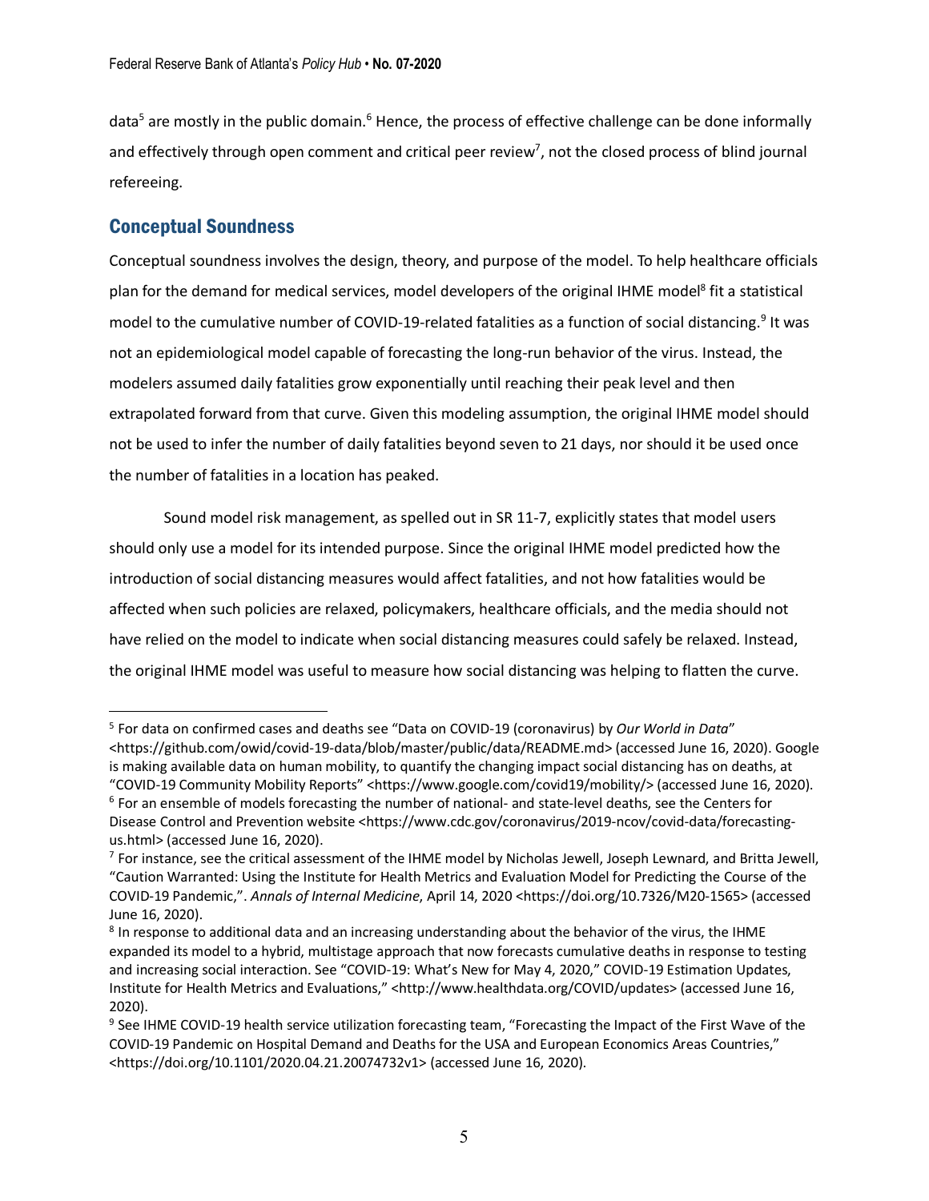data[5] are mostly in the public domain.[6] Hence, the process of effective challenge can be done informally and effectively through open comment and critical peer review[7], not the closed process of blind journal refereeing.

## Conceptual Soundness

Conceptual soundness involves the design, theory, and purpose of the model. To help healthcare officials plan for the demand for medical services, model developers of the original IHME model[8] fit a statistical model to the cumulative number of COVID-19-related fatalities as a function of social distancing.[9] It was not an epidemiological model capable of forecasting the long-run behavior of the virus. Instead, the modelers assumed daily fatalities grow exponentially until reaching their peak level and then extrapolated forward from that curve. Given this modeling assumption, the original IHME model should not be used to infer the number of daily fatalities beyond seven to 21 days, nor should it be used once the number of fatalities in a location has peaked.

Sound model risk management, as spelled out in SR 11-7, explicitly states that model users should only use a model for its intended purpose. Since the original IHME model predicted how the introduction of social distancing measures would affect fatalities, and not how fatalities would be affected when such policies are relaxed, policymakers, healthcare officials, and the media should not have relied on the model to indicate when social distancing measures could safely be relaxed. Instead, the original IHME model was useful to measure how social distancing was helping to flatten the curve.

---

[5] For data on confirmed cases and deaths see "Data on COVID-19 (coronavirus) by *Our World in Data*" <https://github.com/owid/covid-19-data/blob/master/public/data/README.md> (accessed June 16, 2020). Google is making available data on human mobility, to quantify the changing impact social distancing has on deaths, at "COVID-19 Community Mobility Reports" <https://www.google.com/covid19/mobility/> (accessed June 16, 2020).

[6] For an ensemble of models forecasting the number of national- and state-level deaths, see the Centers for Disease Control and Prevention website <https://www.cdc.gov/coronavirus/2019-ncov/covid-data/forecasting-us.html> (accessed June 16, 2020).

[7] For instance, see the critical assessment of the IHME model by Nicholas Jewell, Joseph Lewnard, and Britta Jewell, "Caution Warranted: Using the Institute for Health Metrics and Evaluation Model for Predicting the Course of the COVID-19 Pandemic,". *Annals of Internal Medicine*, April 14, 2020 <https://doi.org/10.7326/M20-1565> (accessed June 16, 2020).

[8] In response to additional data and an increasing understanding about the behavior of the virus, the IHME expanded its model to a hybrid, multistage approach that now forecasts cumulative deaths in response to testing and increasing social interaction. See "COVID-19: What's New for May 4, 2020," COVID-19 Estimation Updates, Institute for Health Metrics and Evaluations," <http://www.healthdata.org/COVID/updates> (accessed June 16, 2020).

[9] See IHME COVID-19 health service utilization forecasting team, "Forecasting the Impact of the First Wave of the COVID-19 Pandemic on Hospital Demand and Deaths for the USA and European Economics Areas Countries," <https://doi.org/10.1101/2020.04.21.20074732v1> (accessed June 16, 2020).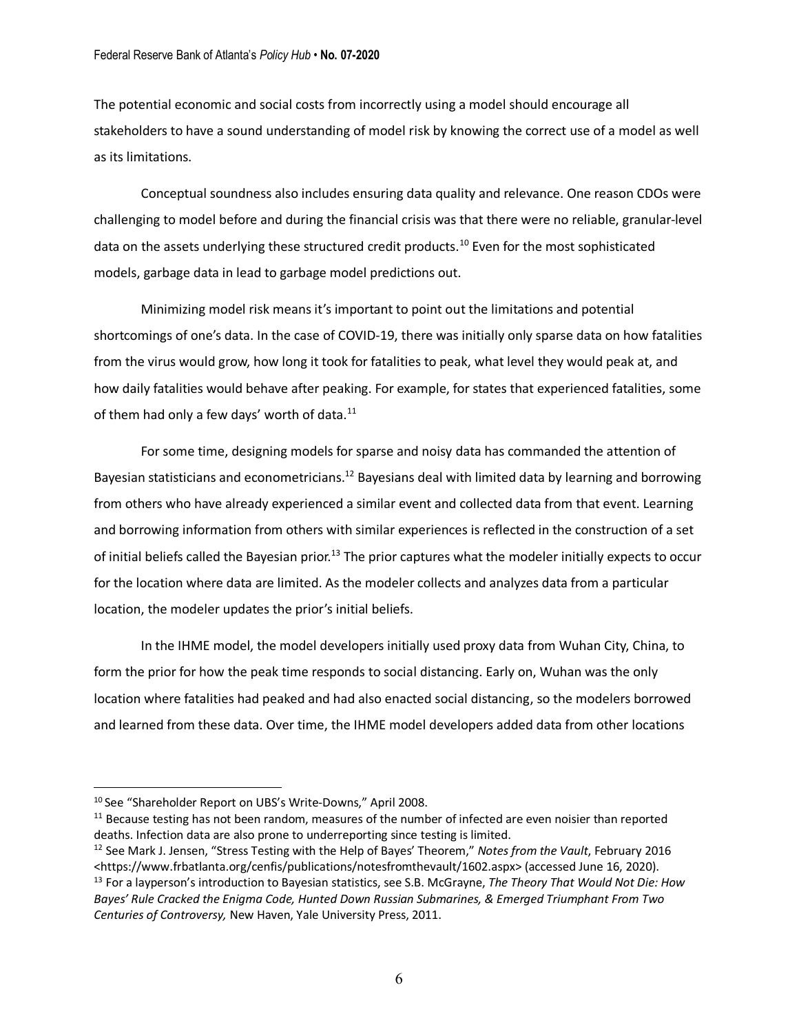The potential economic and social costs from incorrectly using a model should encourage all stakeholders to have a sound understanding of model risk by knowing the correct use of a model as well as its limitations.

Conceptual soundness also includes ensuring data quality and relevance. One reason CDOs were challenging to model before and during the financial crisis was that there were no reliable, granular-level data on the assets underlying these structured credit products.[10] Even for the most sophisticated models, garbage data in lead to garbage model predictions out.

Minimizing model risk means it's important to point out the limitations and potential shortcomings of one's data. In the case of COVID-19, there was initially only sparse data on how fatalities from the virus would grow, how long it took for fatalities to peak, what level they would peak at, and how daily fatalities would behave after peaking. For example, for states that experienced fatalities, some of them had only a few days' worth of data.[11]

For some time, designing models for sparse and noisy data has commanded the attention of Bayesian statisticians and econometricians.[12] Bayesians deal with limited data by learning and borrowing from others who have already experienced a similar event and collected data from that event. Learning and borrowing information from others with similar experiences is reflected in the construction of a set of initial beliefs called the Bayesian prior.[13] The prior captures what the modeler initially expects to occur for the location where data are limited. As the modeler collects and analyzes data from a particular location, the modeler updates the prior's initial beliefs.

In the IHME model, the model developers initially used proxy data from Wuhan City, China, to form the prior for how the peak time responds to social distancing. Early on, Wuhan was the only location where fatalities had peaked and had also enacted social distancing, so the modelers borrowed and learned from these data. Over time, the IHME model developers added data from other locations

---

[10] See "Shareholder Report on UBS's Write-Downs," April 2008.

[11] Because testing has not been random, measures of the number of infected are even noisier than reported deaths. Infection data are also prone to underreporting since testing is limited.

[12] See Mark J. Jensen, "Stress Testing with the Help of Bayes' Theorem," *Notes from the Vault*, February 2016 <https://www.frbatlanta.org/cenfis/publications/notesfromthevault/1602.aspx> (accessed June 16, 2020).

[13] For a layperson's introduction to Bayesian statistics, see S.B. McGrayne, *The Theory That Would Not Die: How Bayes' Rule Cracked the Enigma Code, Hunted Down Russian Submarines, & Emerged Triumphant From Two Centuries of Controversy,* New Haven, Yale University Press, 2011.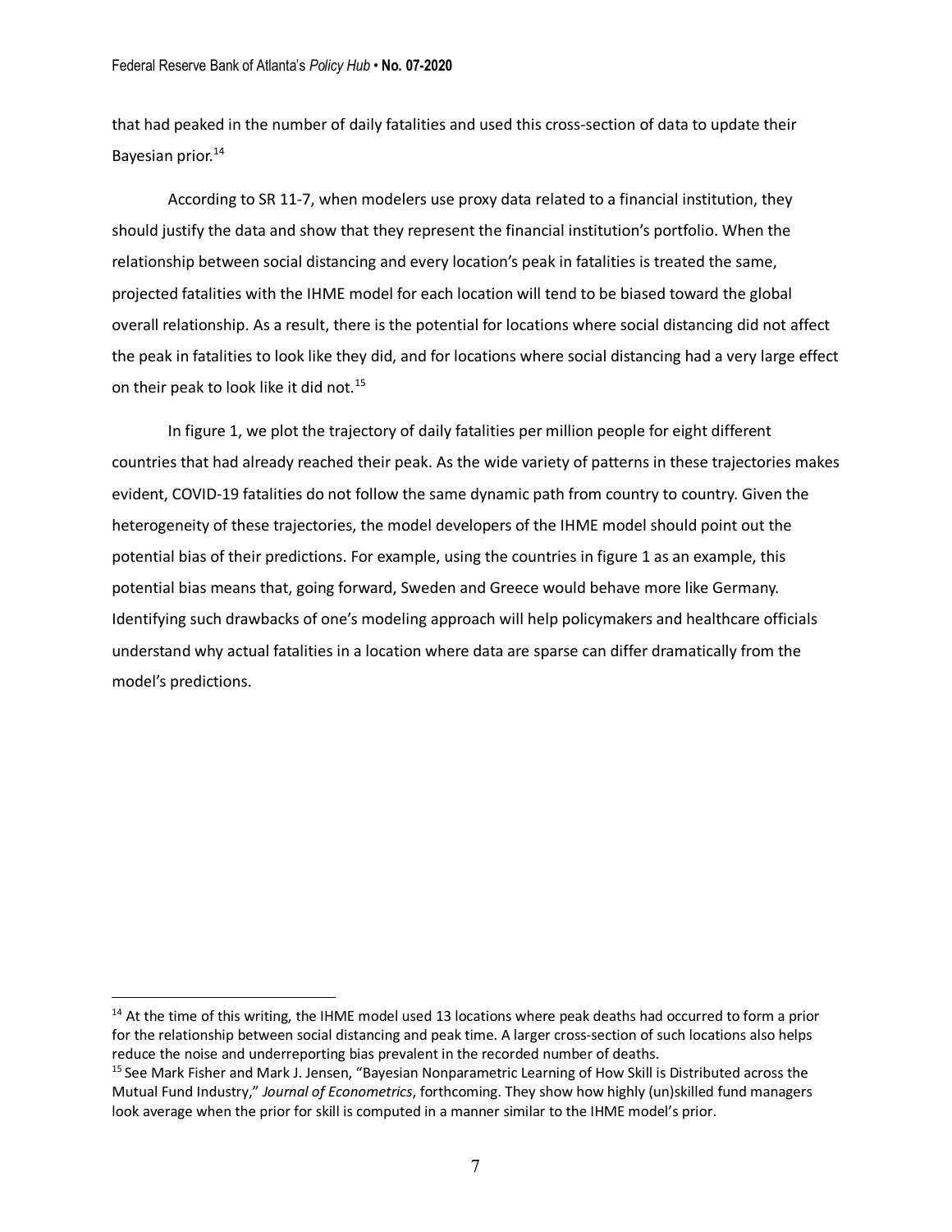that had peaked in the number of daily fatalities and used this cross-section of data to update their Bayesian prior.[14]

According to SR 11-7, when modelers use proxy data related to a financial institution, they should justify the data and show that they represent the financial institution's portfolio. When the relationship between social distancing and every location's peak in fatalities is treated the same, projected fatalities with the IHME model for each location will tend to be biased toward the global overall relationship. As a result, there is the potential for locations where social distancing did not affect the peak in fatalities to look like they did, and for locations where social distancing had a very large effect on their peak to look like it did not.[15]

In figure 1, we plot the trajectory of daily fatalities per million people for eight different countries that had already reached their peak. As the wide variety of patterns in these trajectories makes evident, COVID-19 fatalities do not follow the same dynamic path from country to country. Given the heterogeneity of these trajectories, the model developers of the IHME model should point out the potential bias of their predictions. For example, using the countries in figure 1 as an example, this potential bias means that, going forward, Sweden and Greece would behave more like Germany. Identifying such drawbacks of one's modeling approach will help policymakers and healthcare officials understand why actual fatalities in a location where data are sparse can differ dramatically from the model's predictions.

---

[14] At the time of this writing, the IHME model used 13 locations where peak deaths had occurred to form a prior for the relationship between social distancing and peak time. A larger cross-section of such locations also helps reduce the noise and underreporting bias prevalent in the recorded number of deaths.

[15] See Mark Fisher and Mark J. Jensen, "Bayesian Nonparametric Learning of How Skill is Distributed across the Mutual Fund Industry," *Journal of Econometrics*, forthcoming. They show how highly (un)skilled fund managers look average when the prior for skill is computed in a manner similar to the IHME model's prior.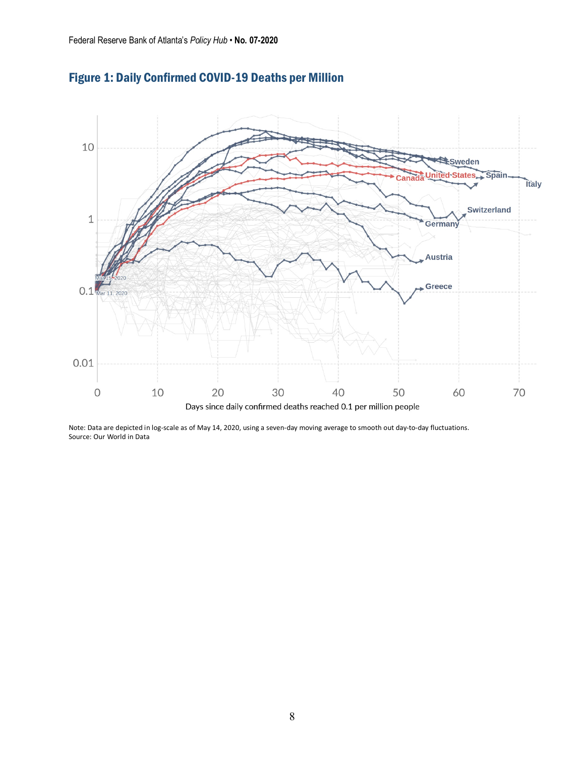## Figure 1: Daily Confirmed COVID-19 Deaths per Million

Note: Data are depicted in log-scale as of May 14, 2020, using a seven-day moving average to smooth out day-to-day fluctuations.
Source: Our World in Data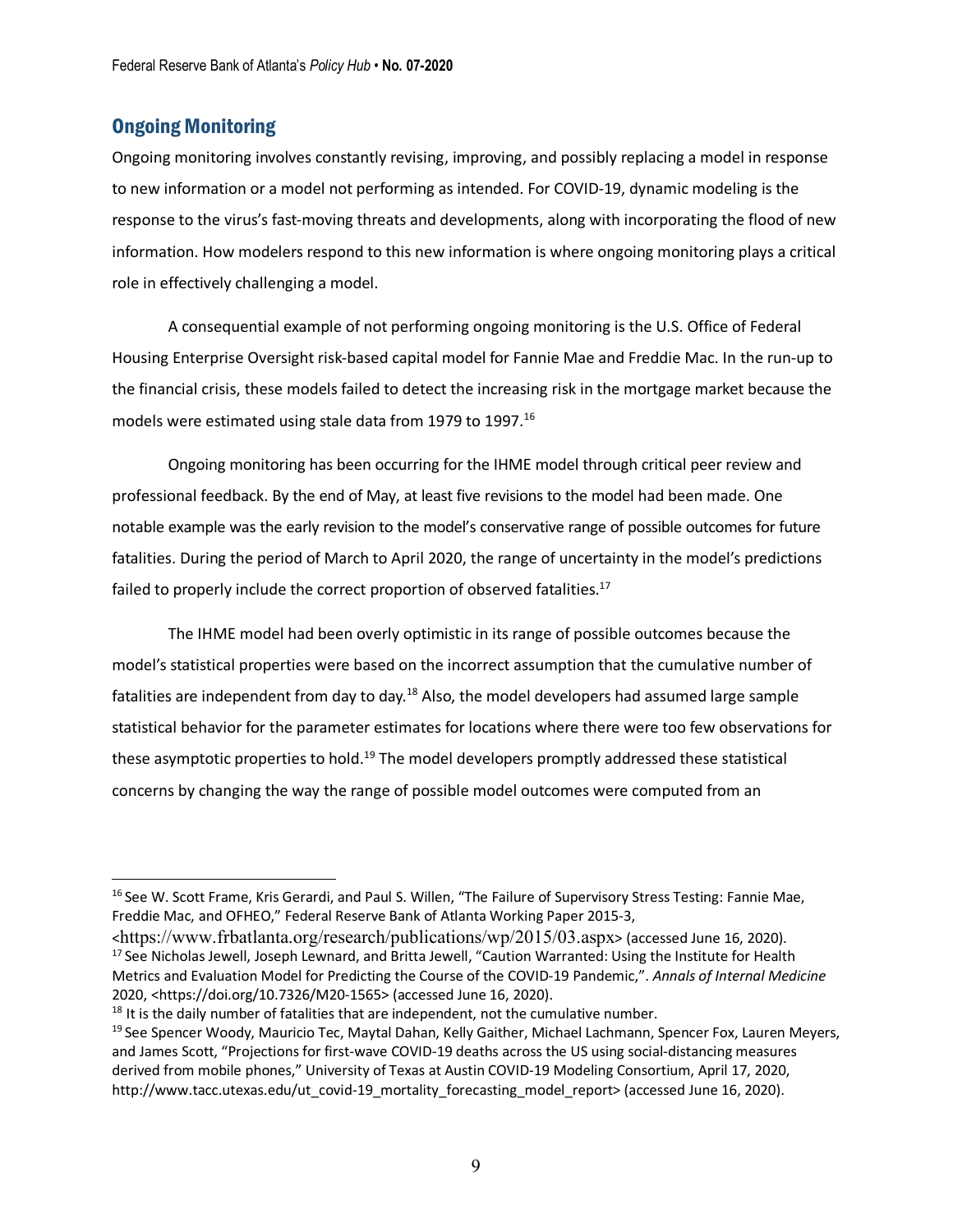## Ongoing Monitoring

Ongoing monitoring involves constantly revising, improving, and possibly replacing a model in response to new information or a model not performing as intended. For COVID-19, dynamic modeling is the response to the virus's fast-moving threats and developments, along with incorporating the flood of new information. How modelers respond to this new information is where ongoing monitoring plays a critical role in effectively challenging a model.

A consequential example of not performing ongoing monitoring is the U.S. Office of Federal Housing Enterprise Oversight risk-based capital model for Fannie Mae and Freddie Mac. In the run-up to the financial crisis, these models failed to detect the increasing risk in the mortgage market because the models were estimated using stale data from 1979 to 1997.[16]

Ongoing monitoring has been occurring for the IHME model through critical peer review and professional feedback. By the end of May, at least five revisions to the model had been made. One notable example was the early revision to the model's conservative range of possible outcomes for future fatalities. During the period of March to April 2020, the range of uncertainty in the model's predictions failed to properly include the correct proportion of observed fatalities.[17]

The IHME model had been overly optimistic in its range of possible outcomes because the model's statistical properties were based on the incorrect assumption that the cumulative number of fatalities are independent from day to day.[18] Also, the model developers had assumed large sample statistical behavior for the parameter estimates for locations where there were too few observations for these asymptotic properties to hold.[19] The model developers promptly addressed these statistical concerns by changing the way the range of possible model outcomes were computed from an

---

[16] See W. Scott Frame, Kris Gerardi, and Paul S. Willen, "The Failure of Supervisory Stress Testing: Fannie Mae, Freddie Mac, and OFHEO," Federal Reserve Bank of Atlanta Working Paper 2015-3, <https://www.frbatlanta.org/research/publications/wp/2015/03.aspx> (accessed June 16, 2020).

[17] See Nicholas Jewell, Joseph Lewnard, and Britta Jewell, "Caution Warranted: Using the Institute for Health Metrics and Evaluation Model for Predicting the Course of the COVID-19 Pandemic,". *Annals of Internal Medicine* 2020, <https://doi.org/10.7326/M20-1565> (accessed June 16, 2020).

[18] It is the daily number of fatalities that are independent, not the cumulative number.

[19] See Spencer Woody, Mauricio Tec, Maytal Dahan, Kelly Gaither, Michael Lachmann, Spencer Fox, Lauren Meyers, and James Scott, "Projections for first-wave COVID-19 deaths across the US using social-distancing measures derived from mobile phones," University of Texas at Austin COVID-19 Modeling Consortium, April 17, 2020, http://www.tacc.utexas.edu/ut_covid-19_mortality_forecasting_model_report> (accessed June 16, 2020).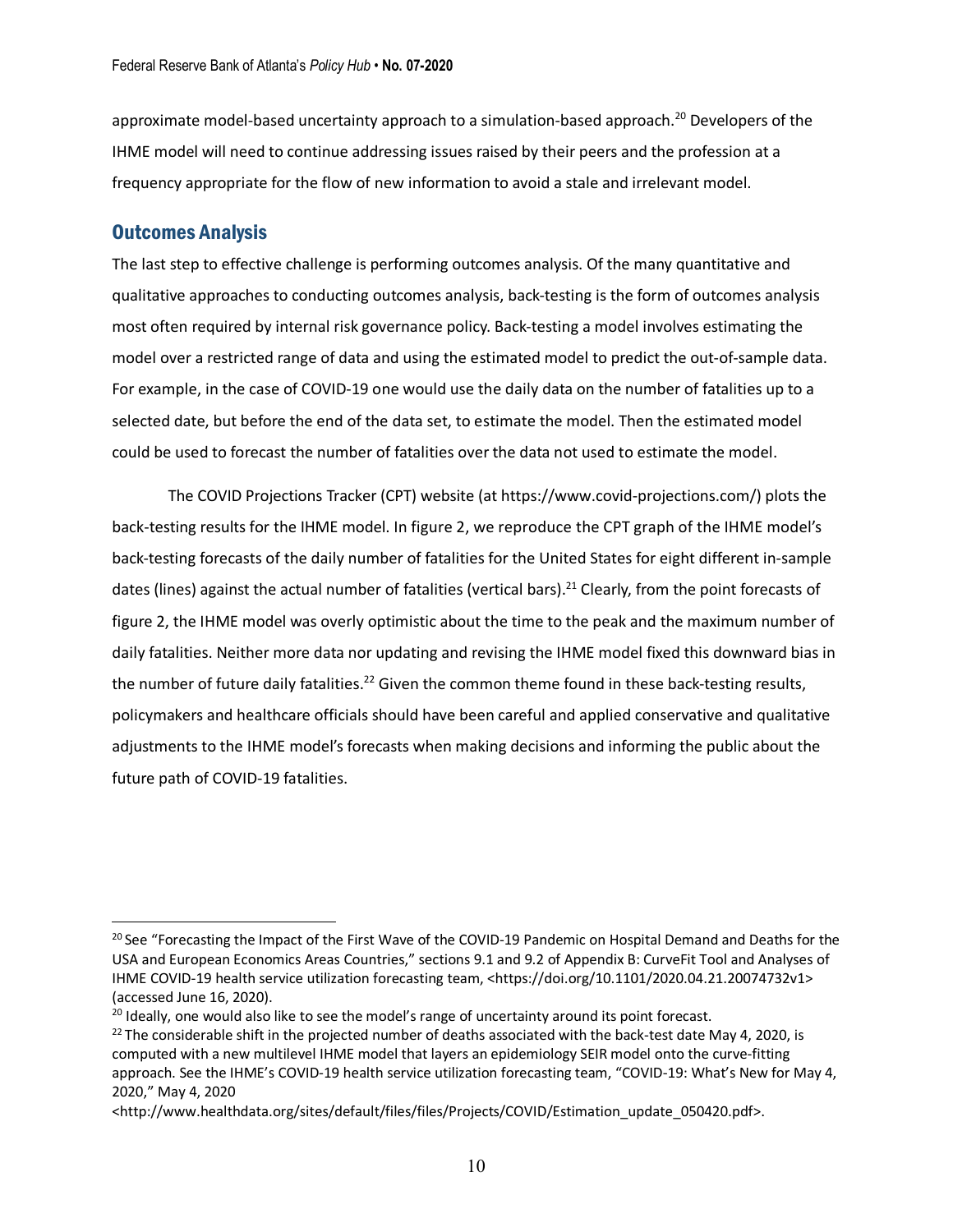approximate model-based uncertainty approach to a simulation-based approach.[20] Developers of the IHME model will need to continue addressing issues raised by their peers and the profession at a frequency appropriate for the flow of new information to avoid a stale and irrelevant model.

## Outcomes Analysis

The last step to effective challenge is performing outcomes analysis. Of the many quantitative and qualitative approaches to conducting outcomes analysis, back-testing is the form of outcomes analysis most often required by internal risk governance policy. Back-testing a model involves estimating the model over a restricted range of data and using the estimated model to predict the out-of-sample data. For example, in the case of COVID-19 one would use the daily data on the number of fatalities up to a selected date, but before the end of the data set, to estimate the model. Then the estimated model could be used to forecast the number of fatalities over the data not used to estimate the model.

The COVID Projections Tracker (CPT) website (at https://www.covid-projections.com/) plots the back-testing results for the IHME model. In figure 2, we reproduce the CPT graph of the IHME model's back-testing forecasts of the daily number of fatalities for the United States for eight different in-sample dates (lines) against the actual number of fatalities (vertical bars).[21] Clearly, from the point forecasts of figure 2, the IHME model was overly optimistic about the time to the peak and the maximum number of daily fatalities. Neither more data nor updating and revising the IHME model fixed this downward bias in the number of future daily fatalities.[22] Given the common theme found in these back-testing results, policymakers and healthcare officials should have been careful and applied conservative and qualitative adjustments to the IHME model's forecasts when making decisions and informing the public about the future path of COVID-19 fatalities.

---

[20] See "Forecasting the Impact of the First Wave of the COVID-19 Pandemic on Hospital Demand and Deaths for the USA and European Economics Areas Countries," sections 9.1 and 9.2 of Appendix B: CurveFit Tool and Analyses of IHME COVID-19 health service utilization forecasting team, <https://doi.org/10.1101/2020.04.21.20074732v1> (accessed June 16, 2020).

[20] Ideally, one would also like to see the model's range of uncertainty around its point forecast.

[22] The considerable shift in the projected number of deaths associated with the back-test date May 4, 2020, is computed with a new multilevel IHME model that layers an epidemiology SEIR model onto the curve-fitting approach. See the IHME's COVID-19 health service utilization forecasting team, "COVID-19: What's New for May 4, 2020," May 4, 2020 <http://www.healthdata.org/sites/default/files/files/Projects/COVID/Estimation_update_050420.pdf>.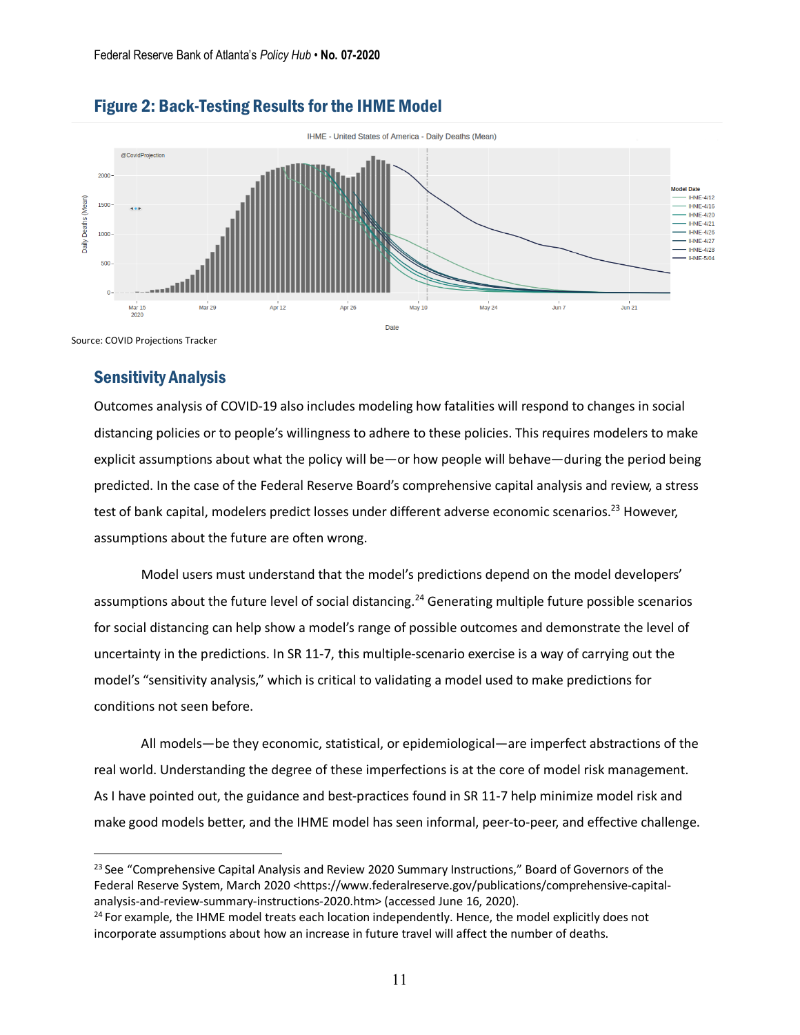## Figure 2: Back-Testing Results for the IHME Model

Source: COVID Projections Tracker

## Sensitivity Analysis

Outcomes analysis of COVID-19 also includes modeling how fatalities will respond to changes in social distancing policies or to people's willingness to adhere to these policies. This requires modelers to make explicit assumptions about what the policy will be—or how people will behave—during the period being predicted. In the case of the Federal Reserve Board's comprehensive capital analysis and review, a stress test of bank capital, modelers predict losses under different adverse economic scenarios.[23] However, assumptions about the future are often wrong.

Model users must understand that the model's predictions depend on the model developers' assumptions about the future level of social distancing.[24] Generating multiple future possible scenarios for social distancing can help show a model's range of possible outcomes and demonstrate the level of uncertainty in the predictions. In SR 11-7, this multiple-scenario exercise is a way of carrying out the model's "sensitivity analysis," which is critical to validating a model used to make predictions for conditions not seen before.

All models—be they economic, statistical, or epidemiological—are imperfect abstractions of the real world. Understanding the degree of these imperfections is at the core of model risk management. As I have pointed out, the guidance and best-practices found in SR 11-7 help minimize model risk and make good models better, and the IHME model has seen informal, peer-to-peer, and effective challenge.

---

[23] See "Comprehensive Capital Analysis and Review 2020 Summary Instructions," Board of Governors of the Federal Reserve System, March 2020 <https://www.federalreserve.gov/publications/comprehensive-capital-analysis-and-review-summary-instructions-2020.htm> (accessed June 16, 2020).

[24] For example, the IHME model treats each location independently. Hence, the model explicitly does not incorporate assumptions about how an increase in future travel will affect the number of deaths.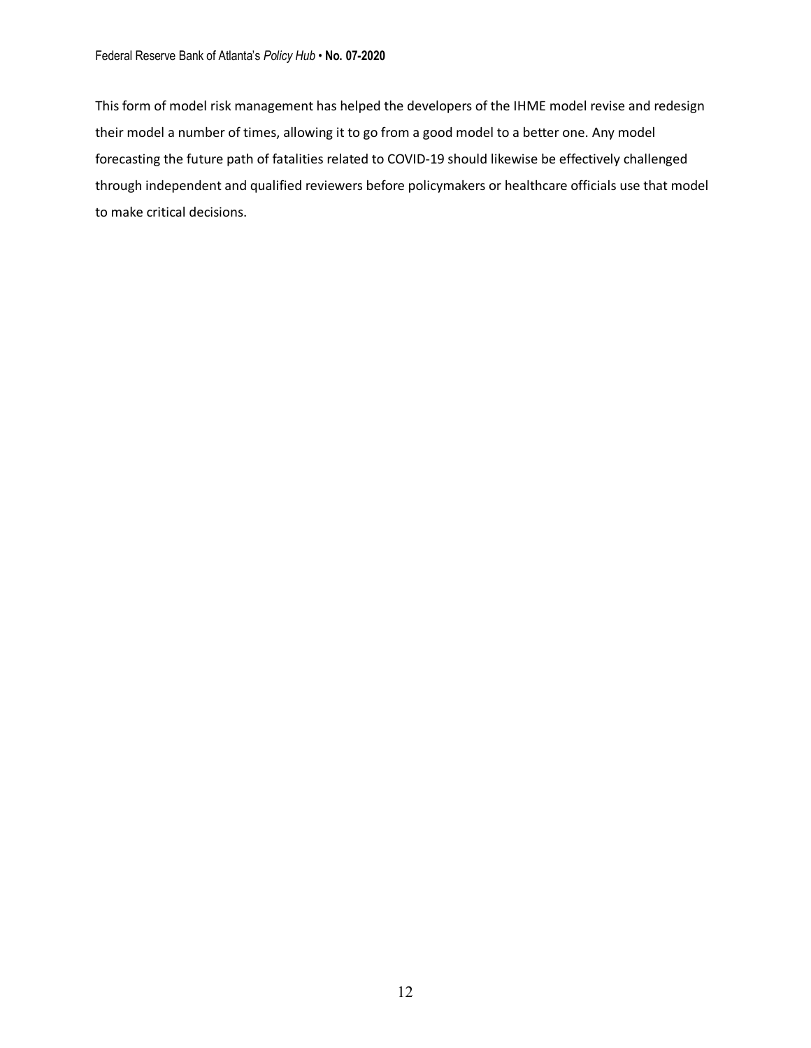This form of model risk management has helped the developers of the IHME model revise and redesign their model a number of times, allowing it to go from a good model to a better one. Any model forecasting the future path of fatalities related to COVID-19 should likewise be effectively challenged through independent and qualified reviewers before policymakers or healthcare officials use that model to make critical decisions.